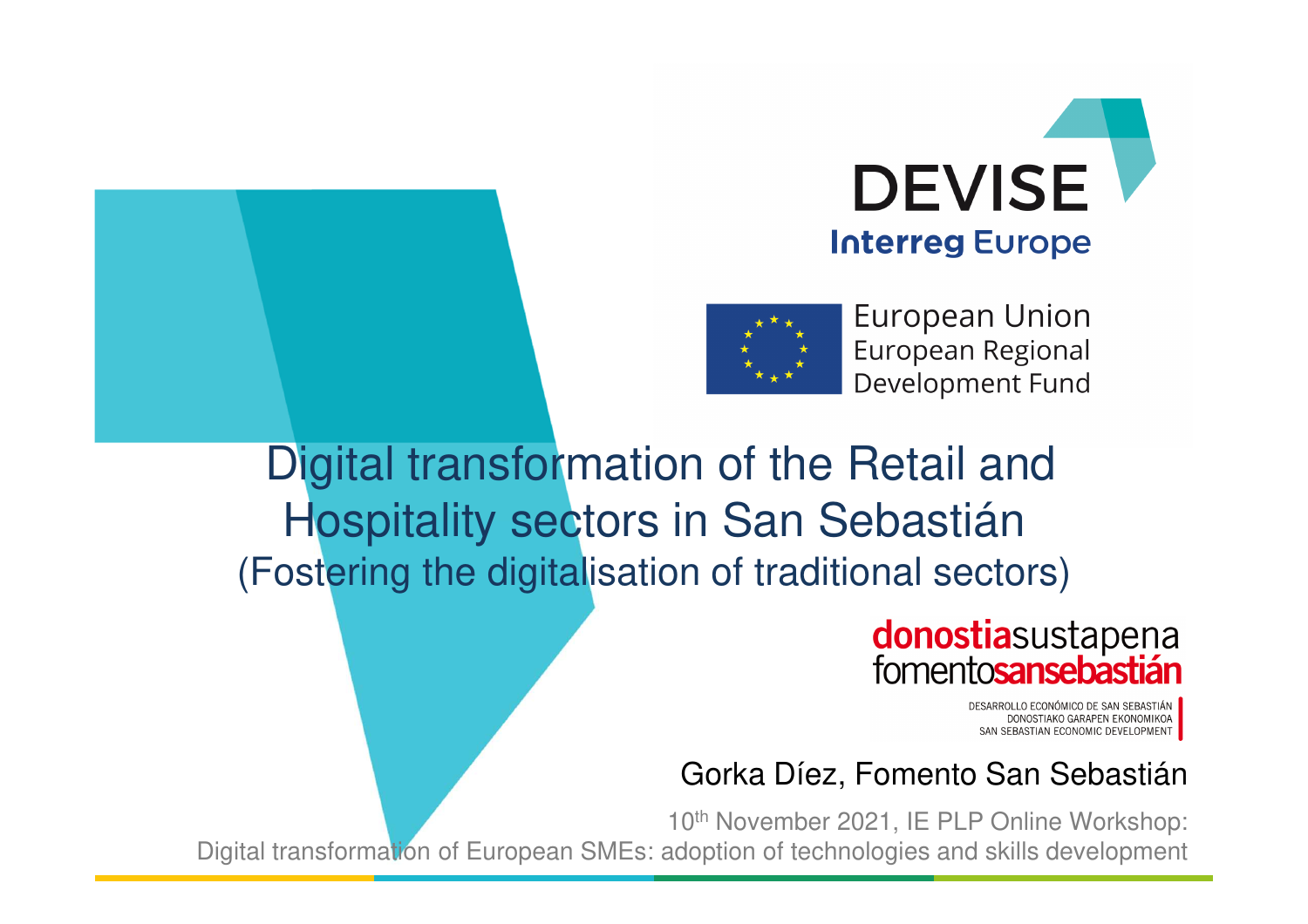DEVISE

Interreg Europe

European Union
European Regional
Development Fund

# Digital transformation of the Retail and Hospitality sectors in San Sebastián

## (Fostering the digitalisation of traditional sectors)

donostiasustapena
fomentosansebastián

DESARROLLO ECONÓMICO DE SAN SEBASTIÁN
DONOSTIAKO GARAPEN EKONOMIKOA
SAN SEBASTIAN ECONOMIC DEVELOPMENT

Gorka Díez, Fomento San Sebastián

10th November 2021, IE PLP Online Workshop:
Digital transformation of European SMEs: adoption of technologies and skills development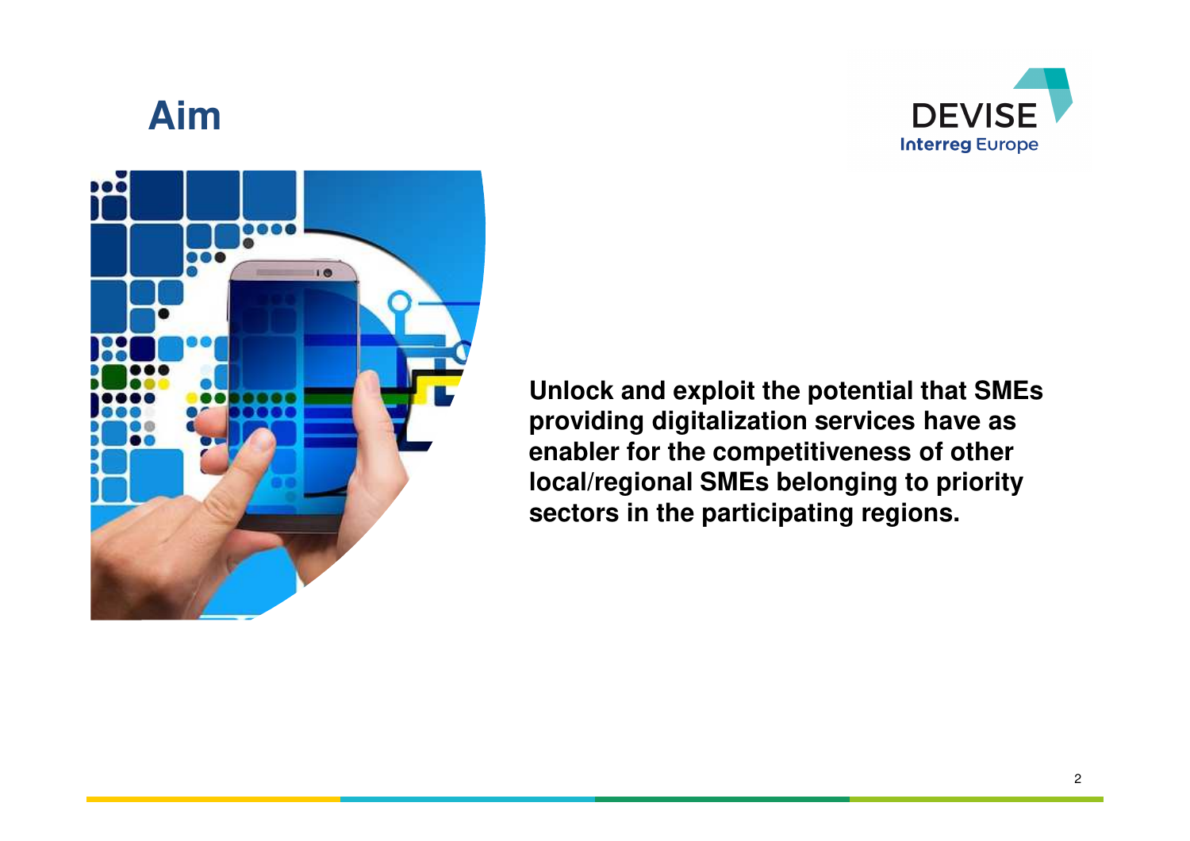# Aim

**Unlock and exploit the potential that SMEs providing digitalization services have as enabler for the competitiveness of other local/regional SMEs belonging to priority sectors in the participating regions.**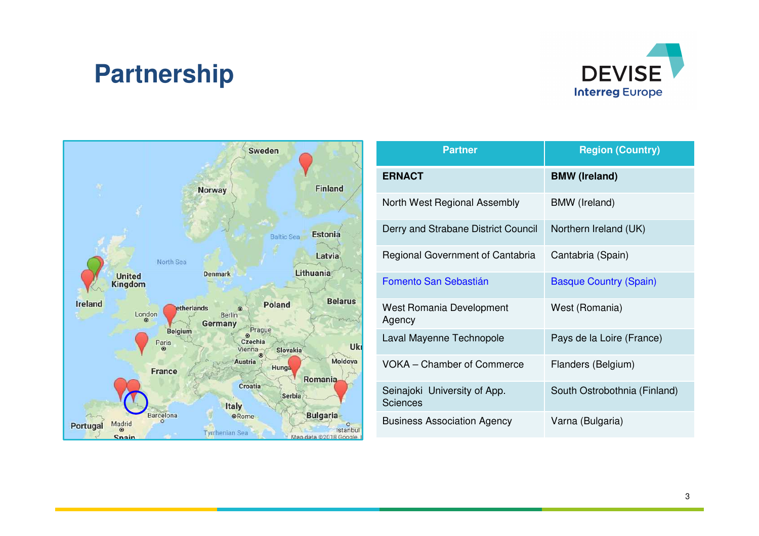# Partnership

| Partner | Region (Country) |
|---|---|
| **ERNACT** | **BMW (Ireland)** |
| North West Regional Assembly | BMW (Ireland) |
| Derry and Strabane District Council | Northern Ireland (UK) |
| Regional Government of Cantabria | Cantabria (Spain) |
| Fomento San Sebastián | Basque Country (Spain) |
| West Romania Development Agency | West (Romania) |
| Laval Mayenne Technopole | Pays de la Loire (France) |
| VOKA – Chamber of Commerce | Flanders (Belgium) |
| Seinajoki University of App. Sciences | South Ostrobothnia (Finland) |
| Business Association Agency | Varna (Bulgaria) |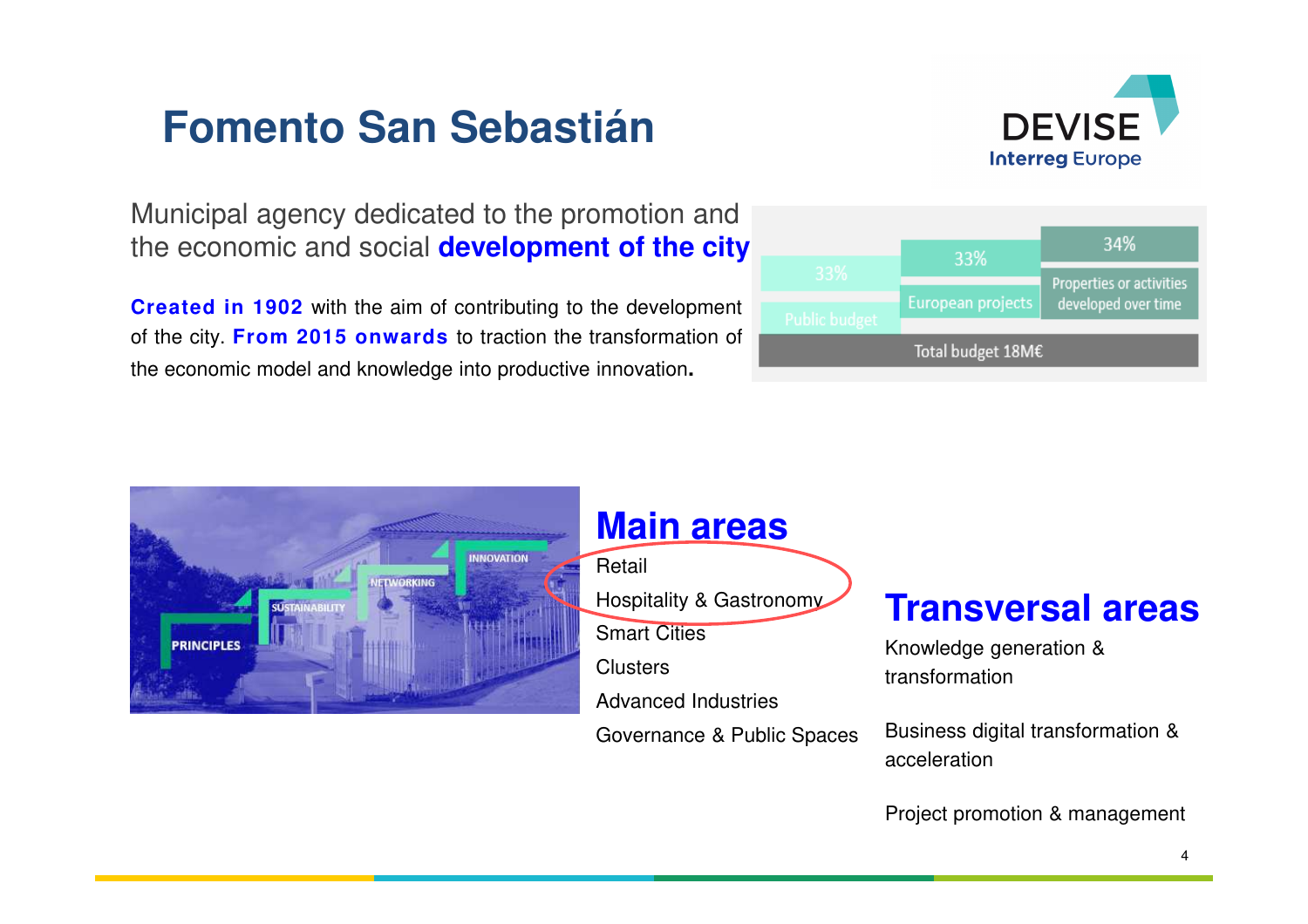# Fomento San Sebastián

Municipal agency dedicated to the promotion and the economic and social **development of the city**

**Created in 1902** with the aim of contributing to the development of the city. **From 2015 onwards** to traction the transformation of the economic model and knowledge into productive innovation**.**

| Public budget | European projects | Properties or activities developed over time |
|---|---|---|
| 33% | 33% | 34% |

Total budget 18M€

## Main areas

- Retail
- Hospitality & Gastronomy
- Smart Cities
- Clusters
- Advanced Industries
- Governance & Public Spaces

## Transversal areas

- Knowledge generation & transformation
- Business digital transformation & acceleration
- Project promotion & management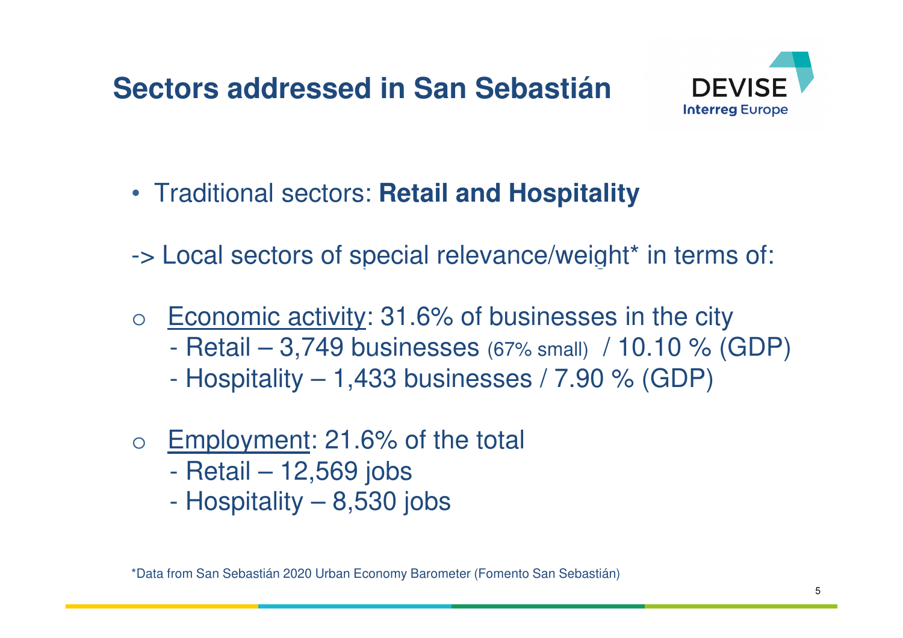# Sectors addressed in San Sebastián

- Traditional sectors: **Retail and Hospitality**

-> Local sectors of special relevance/weight* in terms of:

- Economic activity: 31.6% of businesses in the city
  - Retail – 3,749 businesses (67% small) / 10.10 % (GDP)
  - Hospitality – 1,433 businesses / 7.90 % (GDP)
- Employment: 21.6% of the total
  - Retail – 12,569 jobs
  - Hospitality – 8,530 jobs

*Data from San Sebastián 2020 Urban Economy Barometer (Fomento San Sebastián)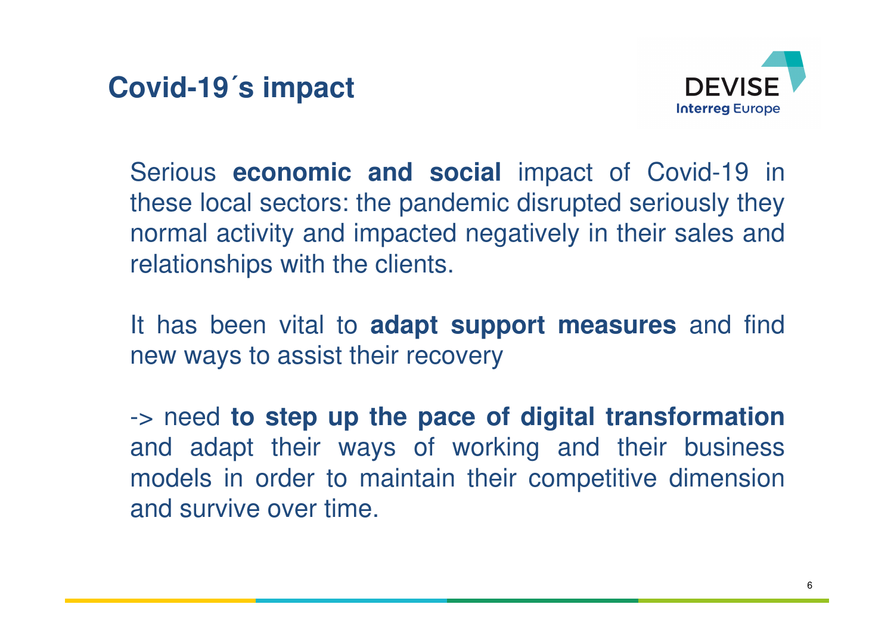# Covid-19´s impact

Serious **economic and social** impact of Covid-19 in these local sectors: the pandemic disrupted seriously they normal activity and impacted negatively in their sales and relationships with the clients.

It has been vital to **adapt support measures** and find new ways to assist their recovery

-> need **to step up the pace of digital transformation** and adapt their ways of working and their business models in order to maintain their competitive dimension and survive over time.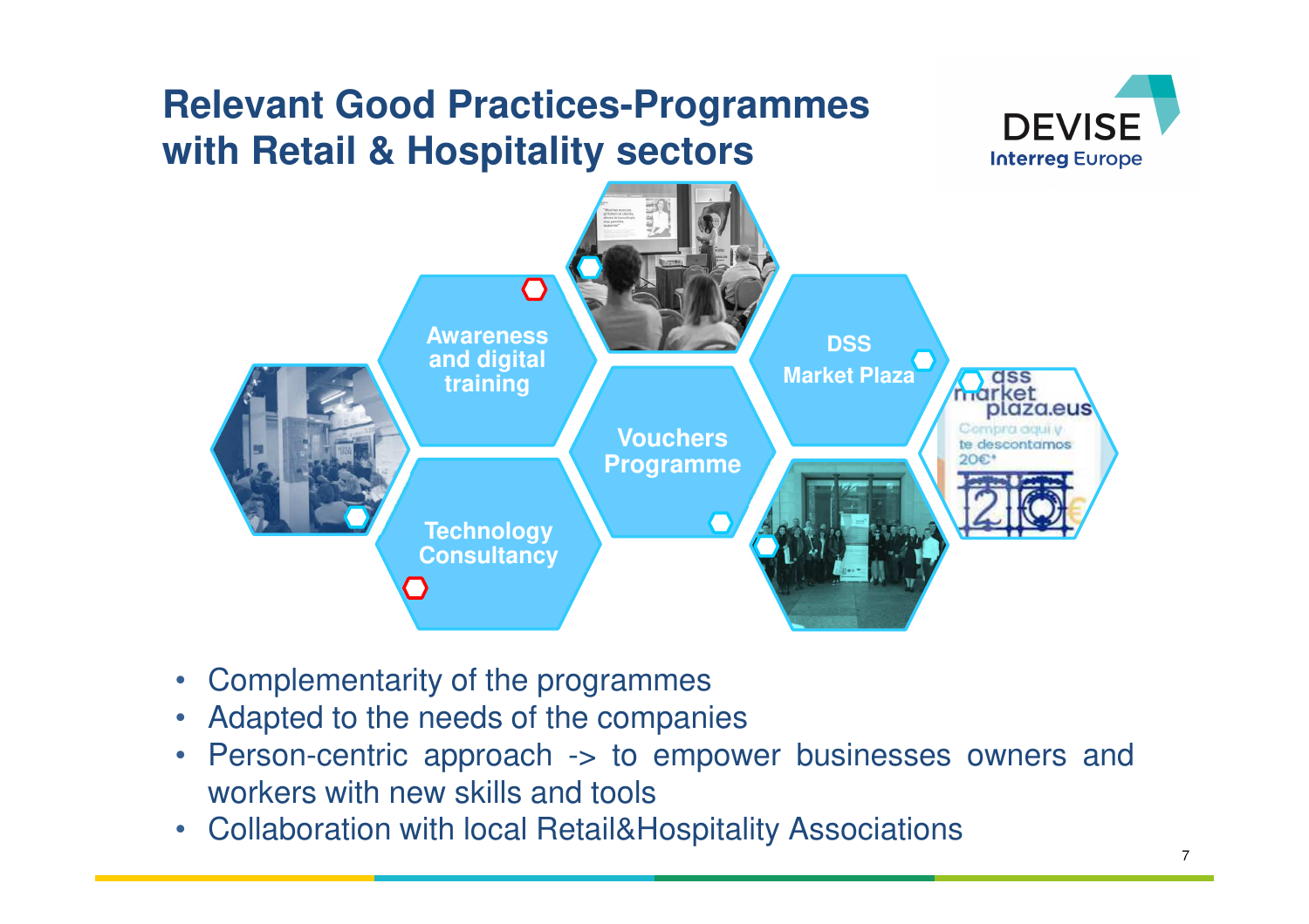# Relevant Good Practices-Programmes with Retail & Hospitality sectors

Awareness and digital training

DSS Market Plaza

Vouchers Programme

Technology Consultancy

- Complementarity of the programmes
- Adapted to the needs of the companies
- Person-centric approach -> to empower businesses owners and workers with new skills and tools
- Collaboration with local Retail&Hospitality Associations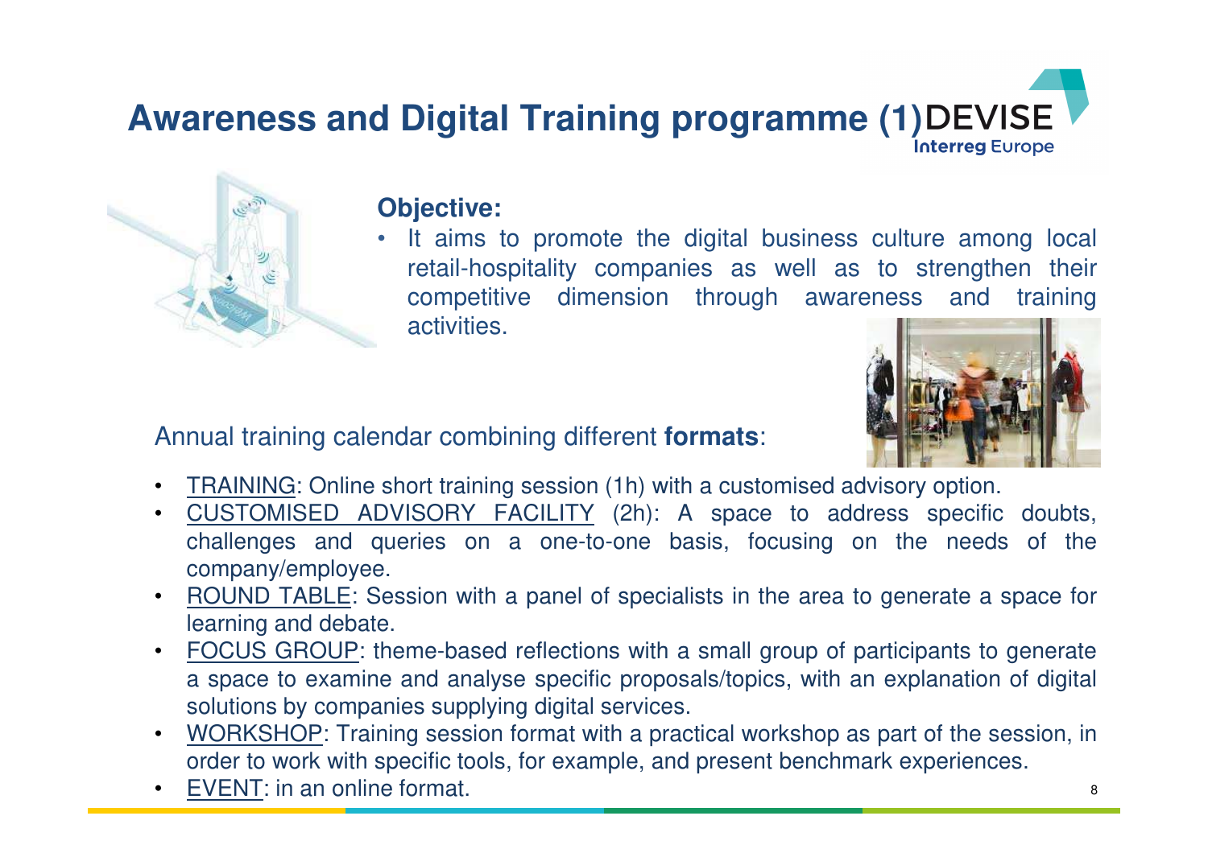# Awareness and Digital Training programme (1)

**Objective:**

- It aims to promote the digital business culture among local retail-hospitality companies as well as to strengthen their competitive dimension through awareness and training activities.

Annual training calendar combining different **formats**:

- TRAINING: Online short training session (1h) with a customised advisory option.
- CUSTOMISED ADVISORY FACILITY (2h): A space to address specific doubts, challenges and queries on a one-to-one basis, focusing on the needs of the company/employee.
- ROUND TABLE: Session with a panel of specialists in the area to generate a space for learning and debate.
- FOCUS GROUP: theme-based reflections with a small group of participants to generate a space to examine and analyse specific proposals/topics, with an explanation of digital solutions by companies supplying digital services.
- WORKSHOP: Training session format with a practical workshop as part of the session, in order to work with specific tools, for example, and present benchmark experiences.
- EVENT: in an online format.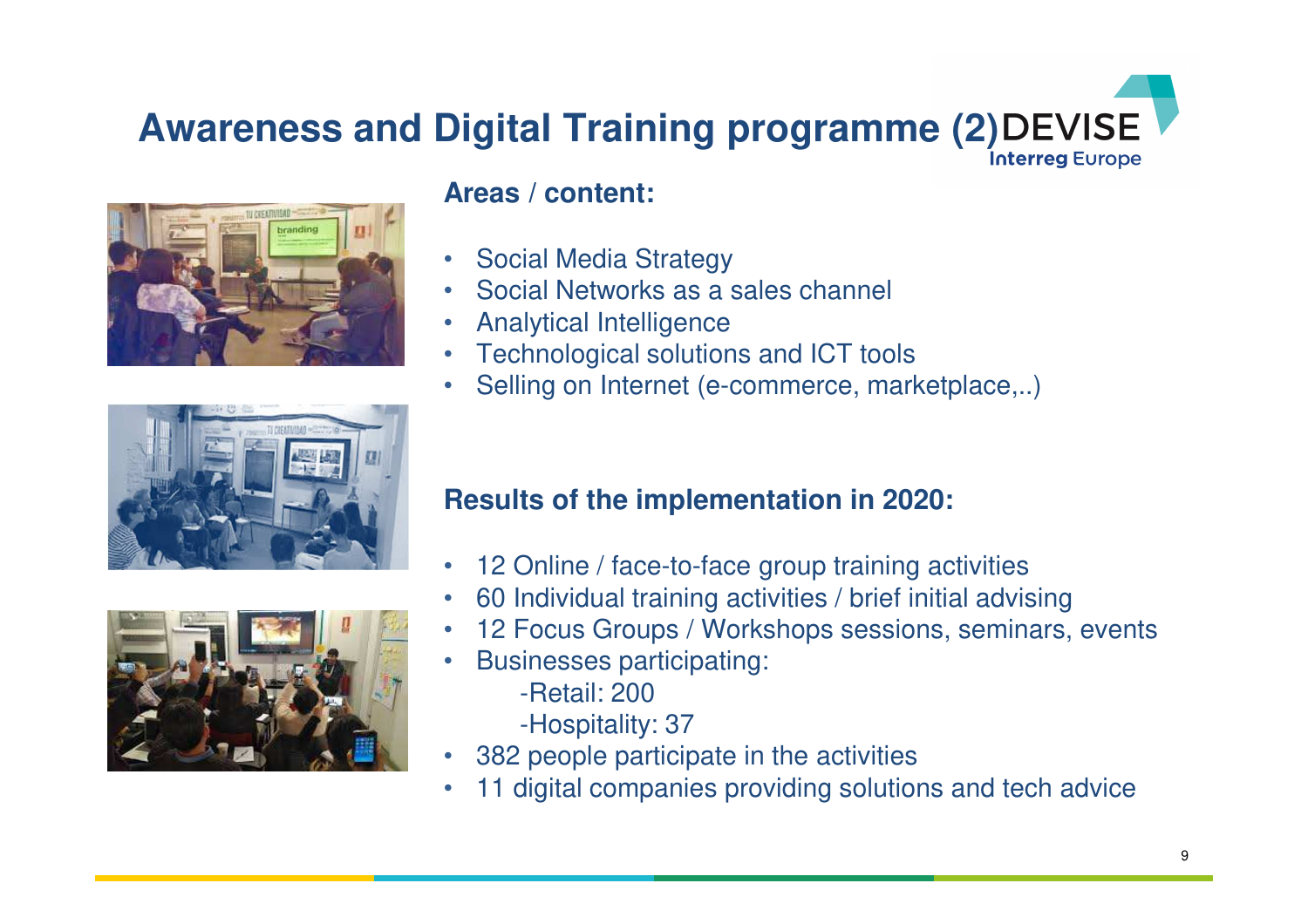# Awareness and Digital Training programme (2)

## Areas / content:

- Social Media Strategy
- Social Networks as a sales channel
- Analytical Intelligence
- Technological solutions and ICT tools
- Selling on Internet (e-commerce, marketplace,..)

## Results of the implementation in 2020:

- 12 Online / face-to-face group training activities
- 60 Individual training activities / brief initial advising
- 12 Focus Groups / Workshops sessions, seminars, events
- Businesses participating:
  - -Retail: 200
  - -Hospitality: 37
- 382 people participate in the activities
- 11 digital companies providing solutions and tech advice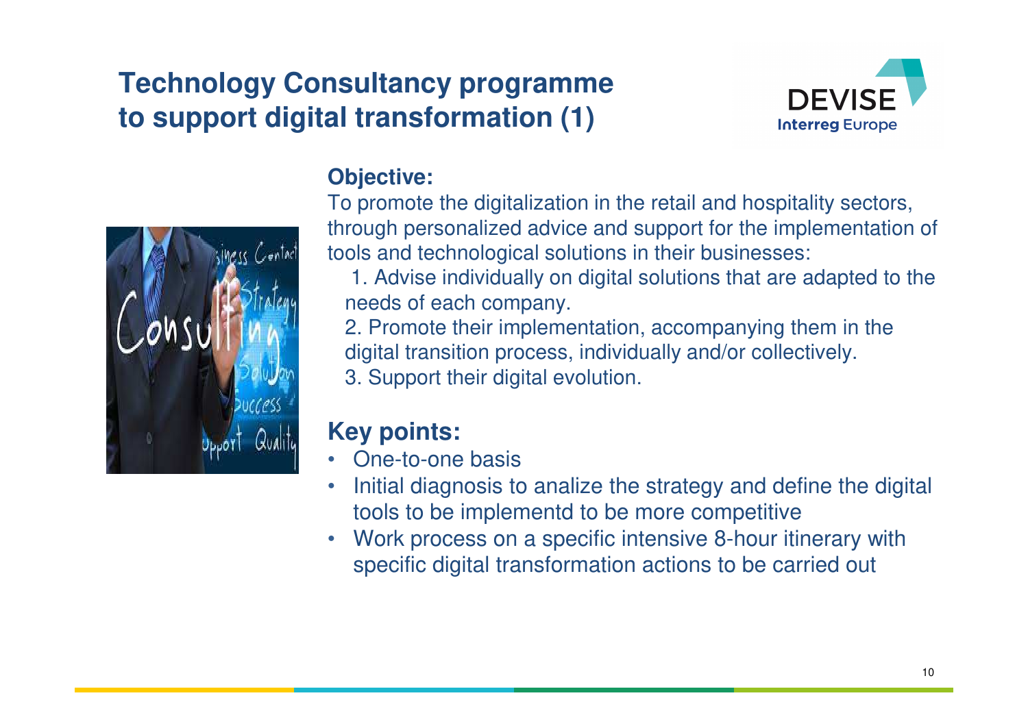# Technology Consultancy programme to support digital transformation (1)

**Objective:**

To promote the digitalization in the retail and hospitality sectors, through personalized advice and support for the implementation of tools and technological solutions in their businesses:

1. Advise individually on digital solutions that are adapted to the needs of each company.
2. Promote their implementation, accompanying them in the digital transition process, individually and/or collectively.
3. Support their digital evolution.

## Key points:

- One-to-one basis
- Initial diagnosis to analize the strategy and define the digital tools to be implementd to be more competitive
- Work process on a specific intensive 8-hour itinerary with specific digital transformation actions to be carried out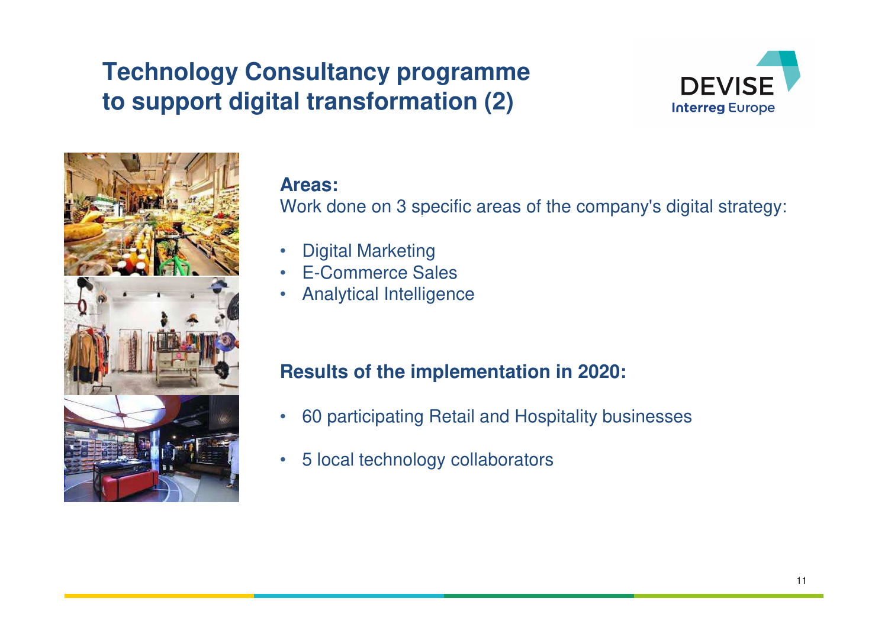# Technology Consultancy programme to support digital transformation (2)

**Areas:**
Work done on 3 specific areas of the company's digital strategy:

- Digital Marketing
- E-Commerce Sales
- Analytical Intelligence

**Results of the implementation in 2020:**

- 60 participating Retail and Hospitality businesses
- 5 local technology collaborators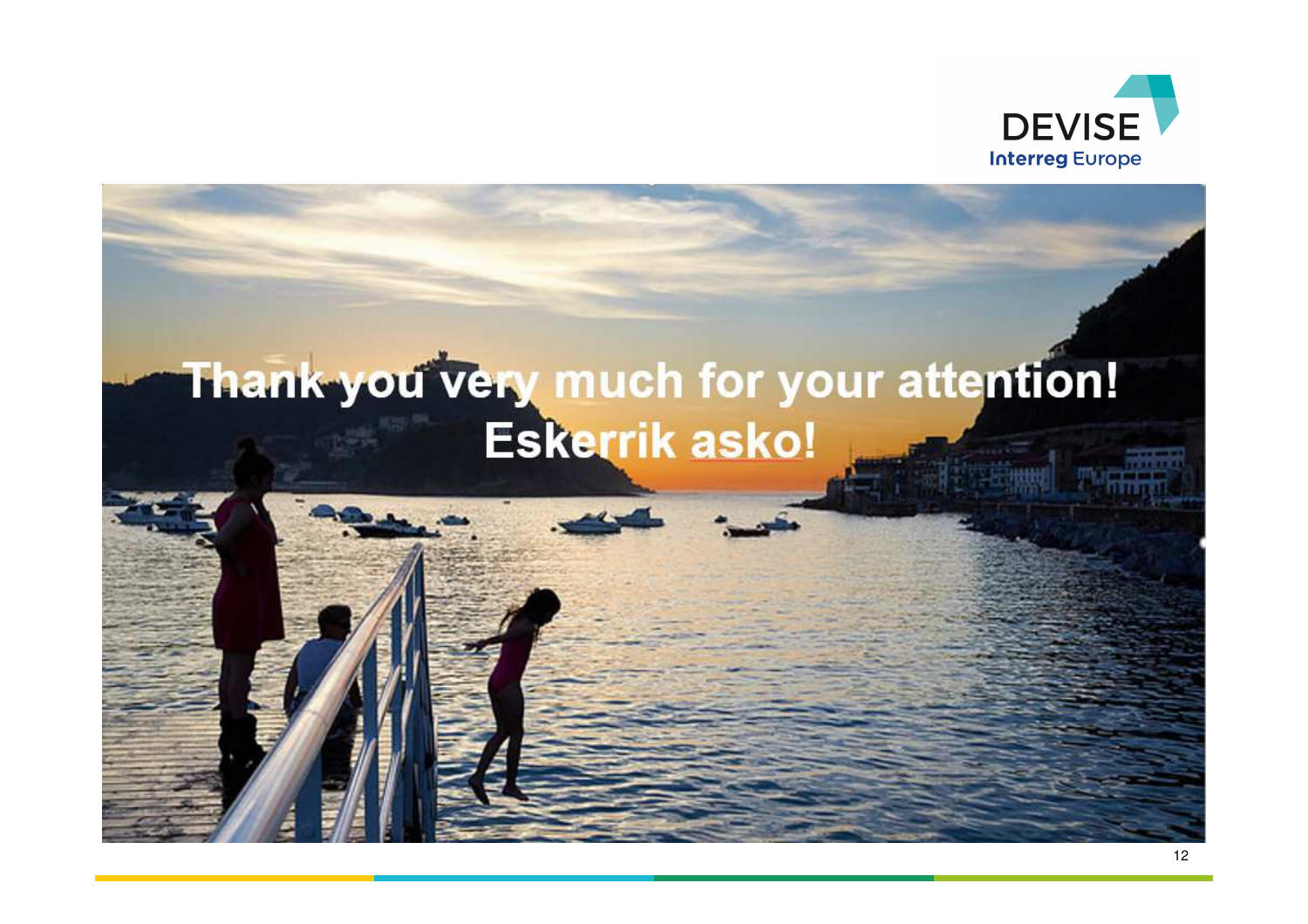DEVISE

Interreg Europe

# Thank you very much for your attention!

# Eskerrik asko!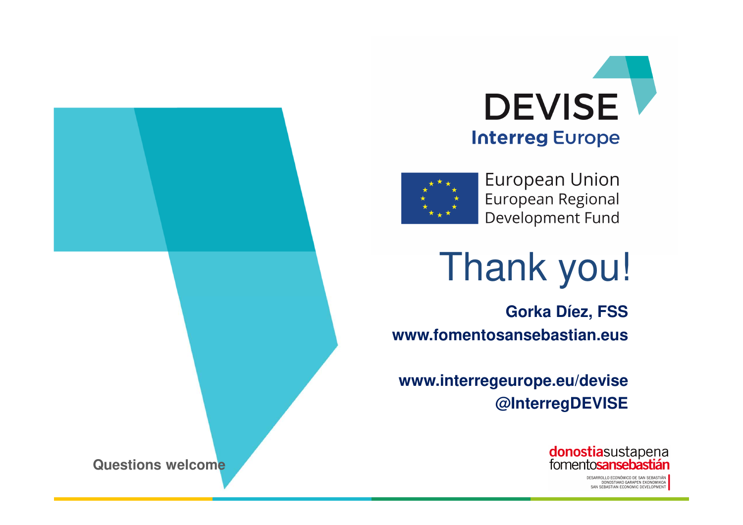DEVISE

Interreg Europe

European Union
European Regional
Development Fund

# Thank you!

**Gorka Díez, FSS**

**www.fomentosansebastian.eus**

**www.interregeurope.eu/devise**

**@InterregDEVISE**

**Questions welcome**

donostiasustapena
fomentosansebastián

DESARROLLO ECONÓMICO DE SAN SEBASTIÁN
DONOSTIAKO GARAPEN EKONOMIKOA
SAN SEBASTIAN ECONOMIC DEVELOPMENT